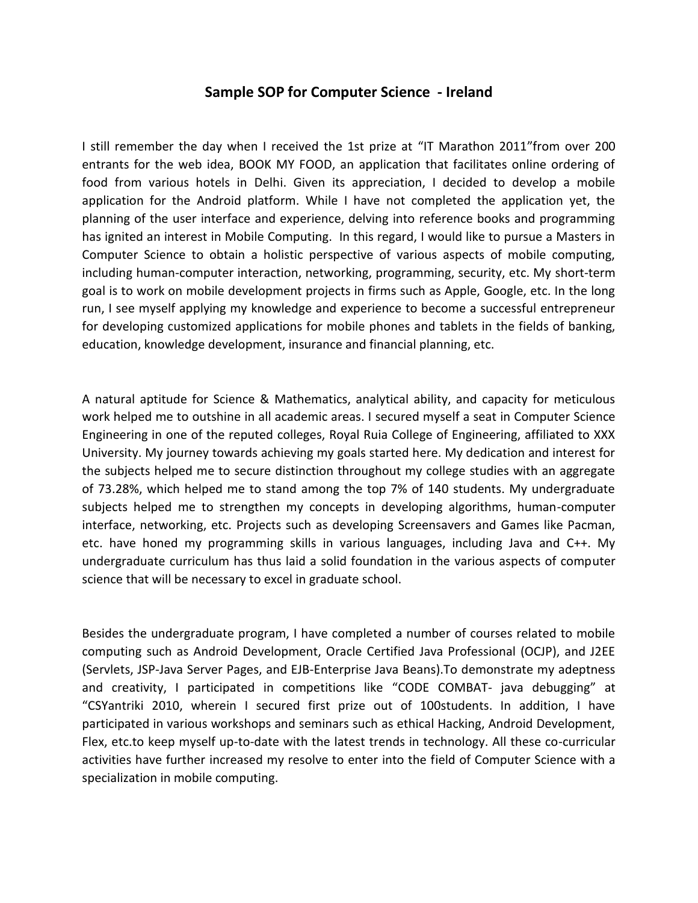# Sample SOP for Computer Science - Ireland

I still remember the day when I received the 1st prize at “IT Marathon 2011”from over 200 entrants for the web idea, BOOK MY FOOD, an application that facilitates online ordering of food from various hotels in Delhi. Given its appreciation, I decided to develop a mobile application for the Android platform. While I have not completed the application yet, the planning of the user interface and experience, delving into reference books and programming has ignited an interest in Mobile Computing. In this regard, I would like to pursue a Masters in Computer Science to obtain a holistic perspective of various aspects of mobile computing, including human-computer interaction, networking, programming, security, etc. My short-term goal is to work on mobile development projects in firms such as Apple, Google, etc. In the long run, I see myself applying my knowledge and experience to become a successful entrepreneur for developing customized applications for mobile phones and tablets in the fields of banking, education, knowledge development, insurance and financial planning, etc.

A natural aptitude for Science & Mathematics, analytical ability, and capacity for meticulous work helped me to outshine in all academic areas. I secured myself a seat in Computer Science Engineering in one of the reputed colleges, Royal Ruia College of Engineering, affiliated to XXX University. My journey towards achieving my goals started here. My dedication and interest for the subjects helped me to secure distinction throughout my college studies with an aggregate of 73.28%, which helped me to stand among the top 7% of 140 students. My undergraduate subjects helped me to strengthen my concepts in developing algorithms, human-computer interface, networking, etc. Projects such as developing Screensavers and Games like Pacman, etc. have honed my programming skills in various languages, including Java and C++. My undergraduate curriculum has thus laid a solid foundation in the various aspects of computer science that will be necessary to excel in graduate school.

Besides the undergraduate program, I have completed a number of courses related to mobile computing such as Android Development, Oracle Certified Java Professional (OCJP), and J2EE (Servlets, JSP-Java Server Pages, and EJB-Enterprise Java Beans).To demonstrate my adeptness and creativity, I participated in competitions like “CODE COMBAT- java debugging” at “CSYantriki 2010, wherein I secured first prize out of 100students. In addition, I have participated in various workshops and seminars such as ethical Hacking, Android Development, Flex, etc.to keep myself up-to-date with the latest trends in technology. All these co-curricular activities have further increased my resolve to enter into the field of Computer Science with a specialization in mobile computing.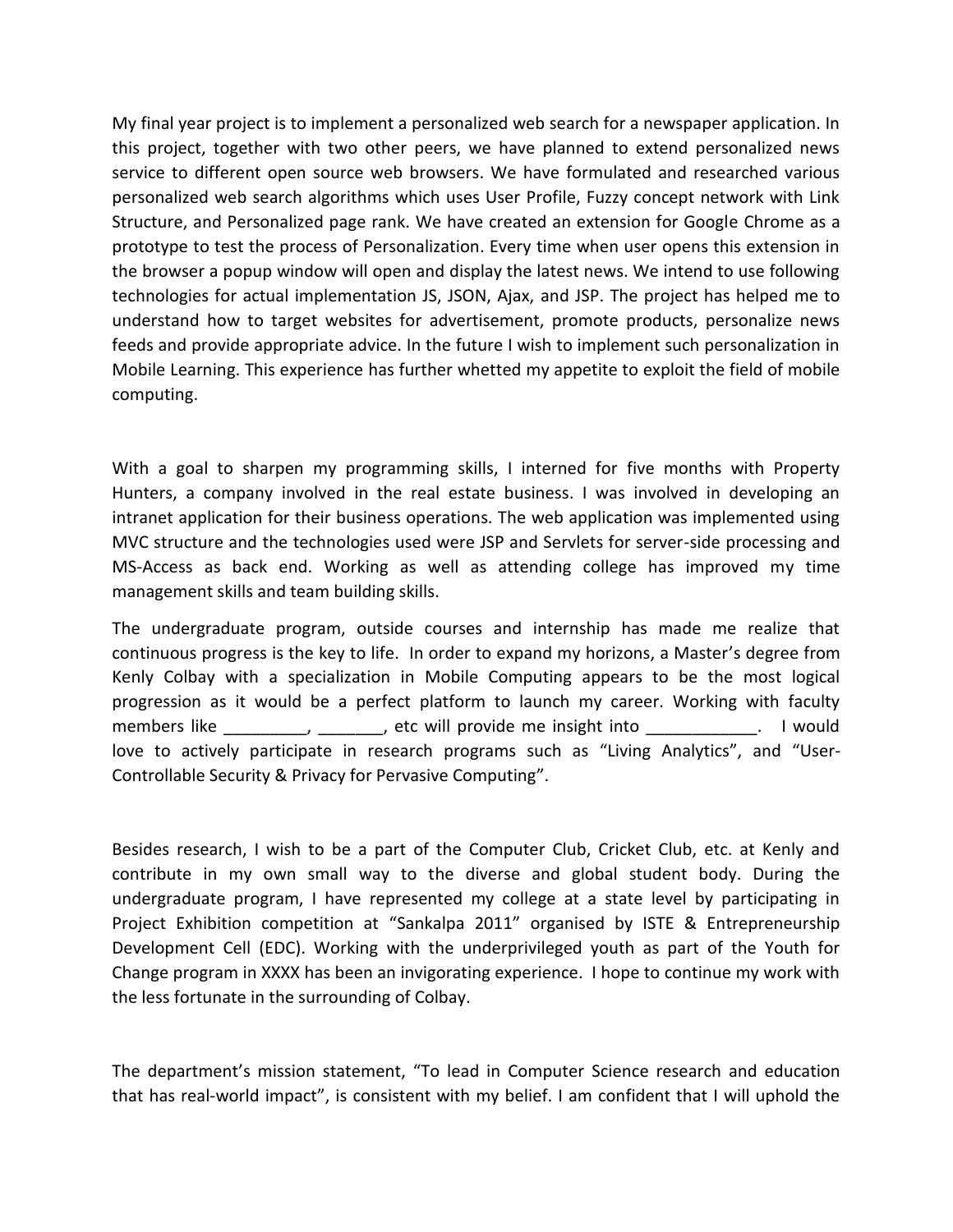My final year project is to implement a personalized web search for a newspaper application. In this project, together with two other peers, we have planned to extend personalized news service to different open source web browsers. We have formulated and researched various personalized web search algorithms which uses User Profile, Fuzzy concept network with Link Structure, and Personalized page rank. We have created an extension for Google Chrome as a prototype to test the process of Personalization. Every time when user opens this extension in the browser a popup window will open and display the latest news. We intend to use following technologies for actual implementation JS, JSON, Ajax, and JSP. The project has helped me to understand how to target websites for advertisement, promote products, personalize news feeds and provide appropriate advice. In the future I wish to implement such personalization in Mobile Learning. This experience has further whetted my appetite to exploit the field of mobile computing.

With a goal to sharpen my programming skills, I interned for five months with Property Hunters, a company involved in the real estate business. I was involved in developing an intranet application for their business operations. The web application was implemented using MVC structure and the technologies used were JSP and Servlets for server-side processing and MS-Access as back end. Working as well as attending college has improved my time management skills and team building skills.

The undergraduate program, outside courses and internship has made me realize that continuous progress is the key to life. In order to expand my horizons, a Master's degree from Kenly Colbay with a specialization in Mobile Computing appears to be the most logical progression as it would be a perfect platform to launch my career. Working with faculty members like _________, _______, etc will provide me insight into ____________. I would love to actively participate in research programs such as "Living Analytics", and "User-Controllable Security & Privacy for Pervasive Computing".

Besides research, I wish to be a part of the Computer Club, Cricket Club, etc. at Kenly and contribute in my own small way to the diverse and global student body. During the undergraduate program, I have represented my college at a state level by participating in Project Exhibition competition at "Sankalpa 2011" organised by ISTE & Entrepreneurship Development Cell (EDC). Working with the underprivileged youth as part of the Youth for Change program in XXXX has been an invigorating experience. I hope to continue my work with the less fortunate in the surrounding of Colbay.

The department's mission statement, "To lead in Computer Science research and education that has real-world impact", is consistent with my belief. I am confident that I will uphold the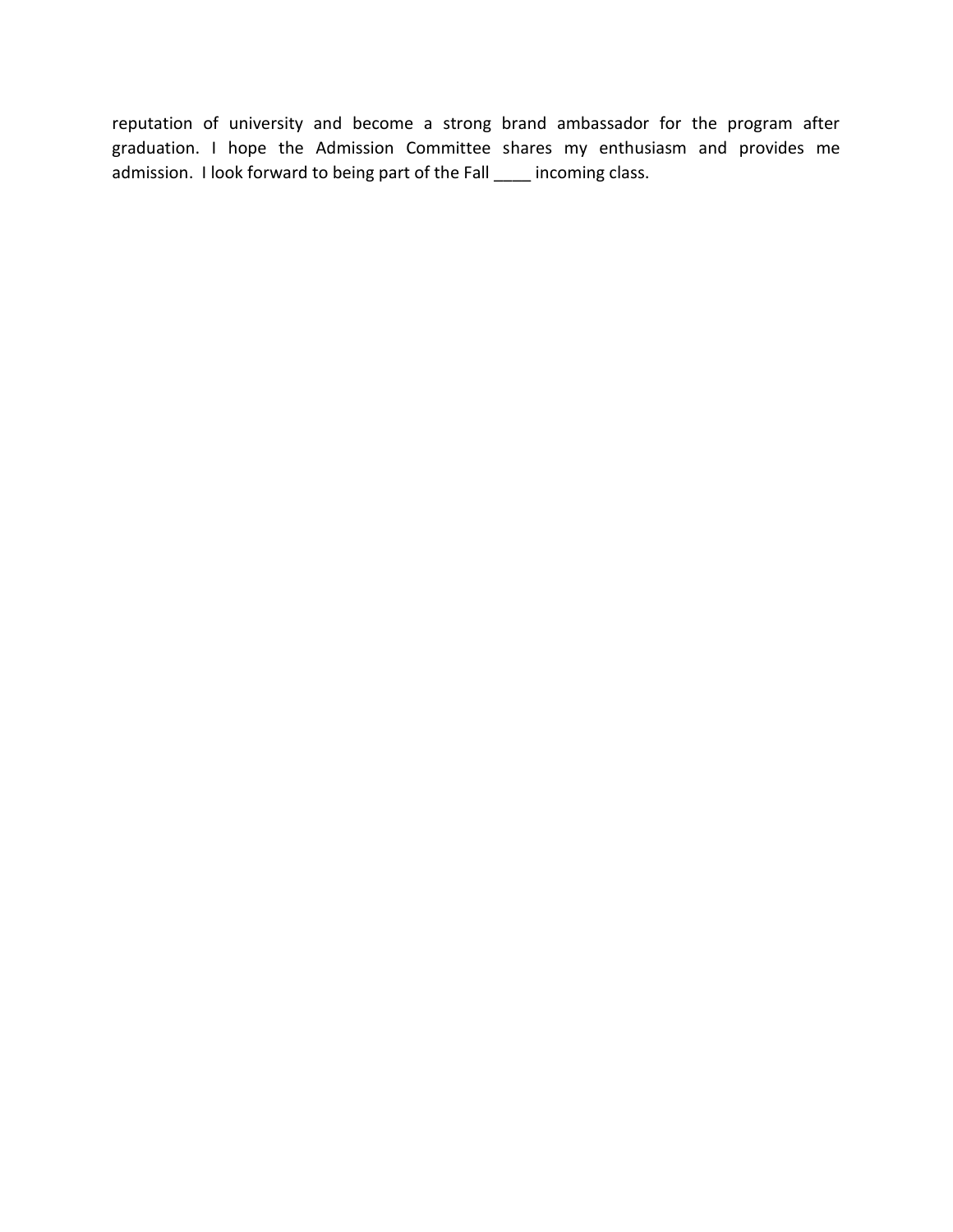reputation of university and become a strong brand ambassador for the program after graduation. I hope the Admission Committee shares my enthusiasm and provides me admission. I look forward to being part of the Fall ____ incoming class.